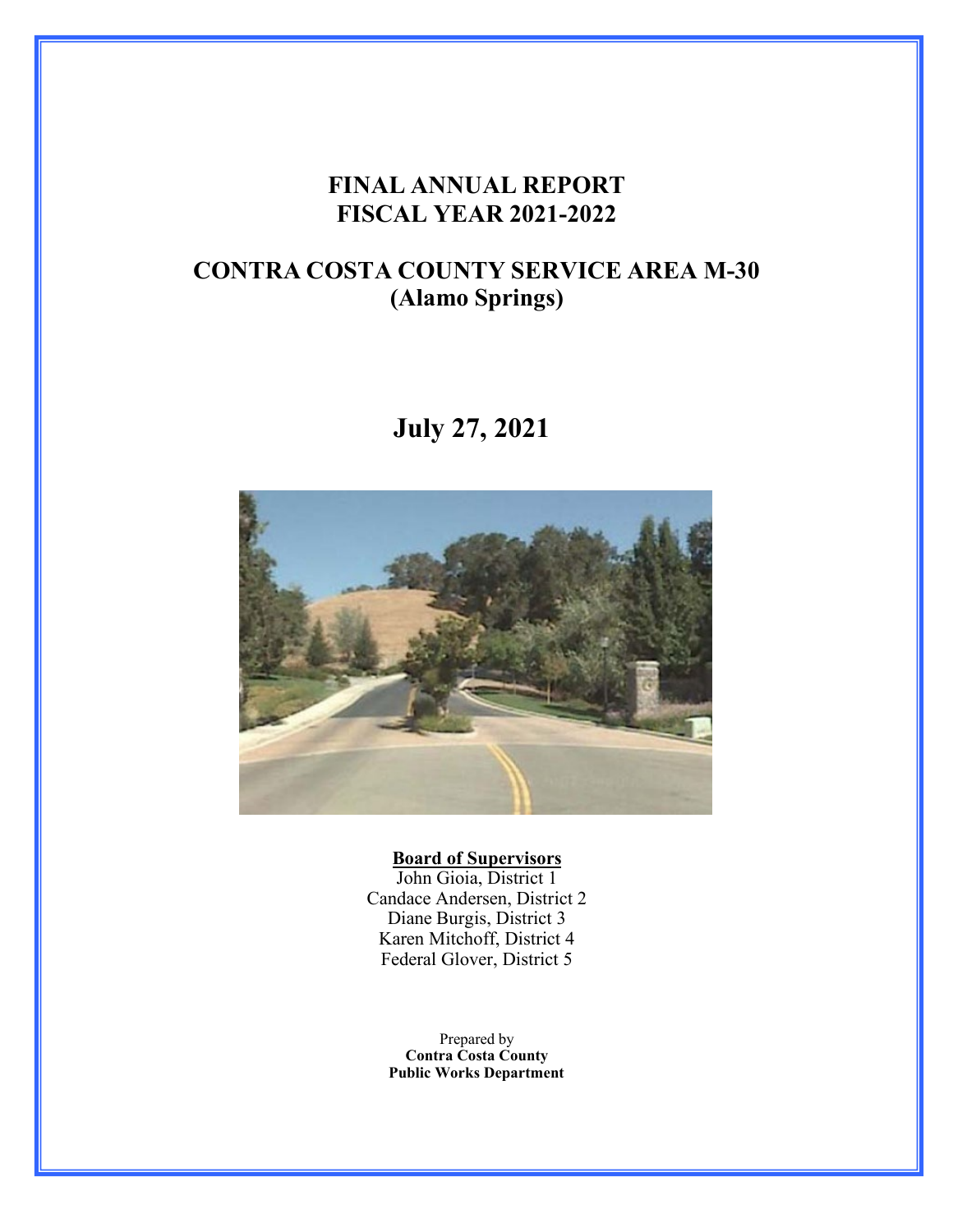# FINAL ANNUAL REPORT
# FISCAL YEAR 2021-2022

## CONTRA COSTA COUNTY SERVICE AREA M-30
## (Alamo Springs)

# July 27, 2021

**Board of Supervisors**

John Gioia, District 1
Candace Andersen, District 2
Diane Burgis, District 3
Karen Mitchoff, District 4
Federal Glover, District 5

Prepared by
**Contra Costa County**
**Public Works Department**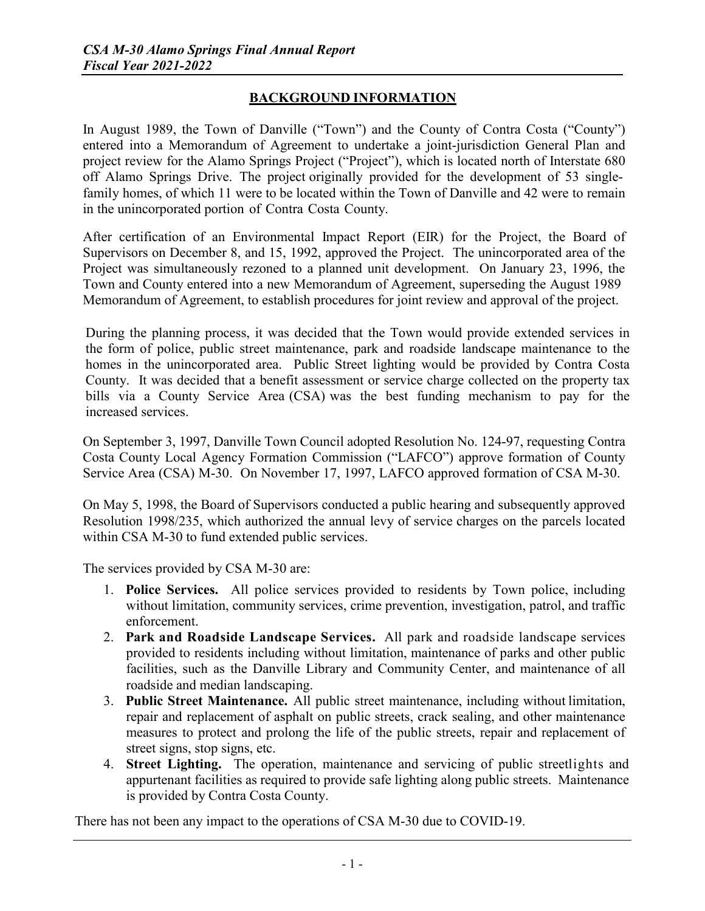## BACKGROUND INFORMATION

In August 1989, the Town of Danville ("Town") and the County of Contra Costa ("County") entered into a Memorandum of Agreement to undertake a joint-jurisdiction General Plan and project review for the Alamo Springs Project ("Project"), which is located north of Interstate 680 off Alamo Springs Drive. The project originally provided for the development of 53 single-family homes, of which 11 were to be located within the Town of Danville and 42 were to remain in the unincorporated portion of Contra Costa County.

After certification of an Environmental Impact Report (EIR) for the Project, the Board of Supervisors on December 8, and 15, 1992, approved the Project. The unincorporated area of the Project was simultaneously rezoned to a planned unit development. On January 23, 1996, the Town and County entered into a new Memorandum of Agreement, superseding the August 1989 Memorandum of Agreement, to establish procedures for joint review and approval of the project.

During the planning process, it was decided that the Town would provide extended services in the form of police, public street maintenance, park and roadside landscape maintenance to the homes in the unincorporated area. Public Street lighting would be provided by Contra Costa County. It was decided that a benefit assessment or service charge collected on the property tax bills via a County Service Area (CSA) was the best funding mechanism to pay for the increased services.

On September 3, 1997, Danville Town Council adopted Resolution No. 124-97, requesting Contra Costa County Local Agency Formation Commission ("LAFCO") approve formation of County Service Area (CSA) M-30. On November 17, 1997, LAFCO approved formation of CSA M-30.

On May 5, 1998, the Board of Supervisors conducted a public hearing and subsequently approved Resolution 1998/235, which authorized the annual levy of service charges on the parcels located within CSA M-30 to fund extended public services.

The services provided by CSA M-30 are:

1. **Police Services.** All police services provided to residents by Town police, including without limitation, community services, crime prevention, investigation, patrol, and traffic enforcement.
2. **Park and Roadside Landscape Services.** All park and roadside landscape services provided to residents including without limitation, maintenance of parks and other public facilities, such as the Danville Library and Community Center, and maintenance of all roadside and median landscaping.
3. **Public Street Maintenance.** All public street maintenance, including without limitation, repair and replacement of asphalt on public streets, crack sealing, and other maintenance measures to protect and prolong the life of the public streets, repair and replacement of street signs, stop signs, etc.
4. **Street Lighting.** The operation, maintenance and servicing of public streetlights and appurtenant facilities as required to provide safe lighting along public streets. Maintenance is provided by Contra Costa County.

There has not been any impact to the operations of CSA M-30 due to COVID-19.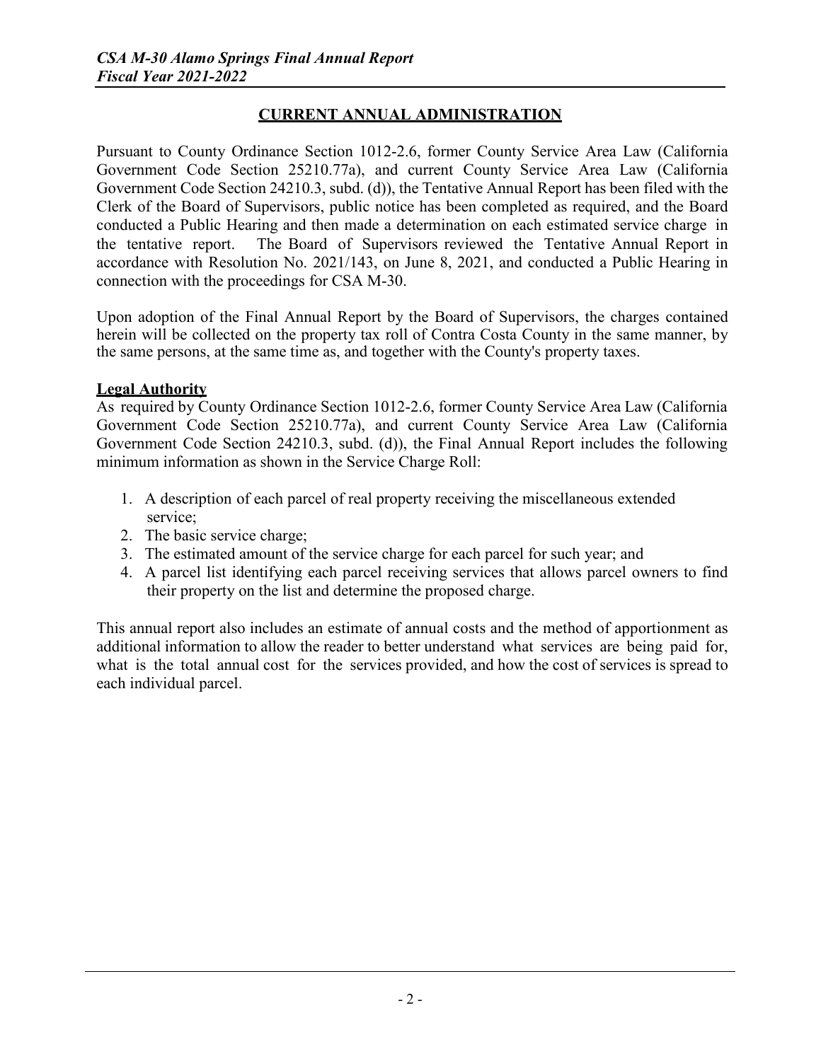## CURRENT ANNUAL ADMINISTRATION

Pursuant to County Ordinance Section 1012-2.6, former County Service Area Law (California Government Code Section 25210.77a), and current County Service Area Law (California Government Code Section 24210.3, subd. (d)), the Tentative Annual Report has been filed with the Clerk of the Board of Supervisors, public notice has been completed as required, and the Board conducted a Public Hearing and then made a determination on each estimated service charge in the tentative report. The Board of Supervisors reviewed the Tentative Annual Report in accordance with Resolution No. 2021/143, on June 8, 2021, and conducted a Public Hearing in connection with the proceedings for CSA M-30.

Upon adoption of the Final Annual Report by the Board of Supervisors, the charges contained herein will be collected on the property tax roll of Contra Costa County in the same manner, by the same persons, at the same time as, and together with the County's property taxes.

### Legal Authority

As required by County Ordinance Section 1012-2.6, former County Service Area Law (California Government Code Section 25210.77a), and current County Service Area Law (California Government Code Section 24210.3, subd. (d)), the Final Annual Report includes the following minimum information as shown in the Service Charge Roll:

1. A description of each parcel of real property receiving the miscellaneous extended service;
2. The basic service charge;
3. The estimated amount of the service charge for each parcel for such year; and
4. A parcel list identifying each parcel receiving services that allows parcel owners to find their property on the list and determine the proposed charge.

This annual report also includes an estimate of annual costs and the method of apportionment as additional information to allow the reader to better understand what services are being paid for, what is the total annual cost for the services provided, and how the cost of services is spread to each individual parcel.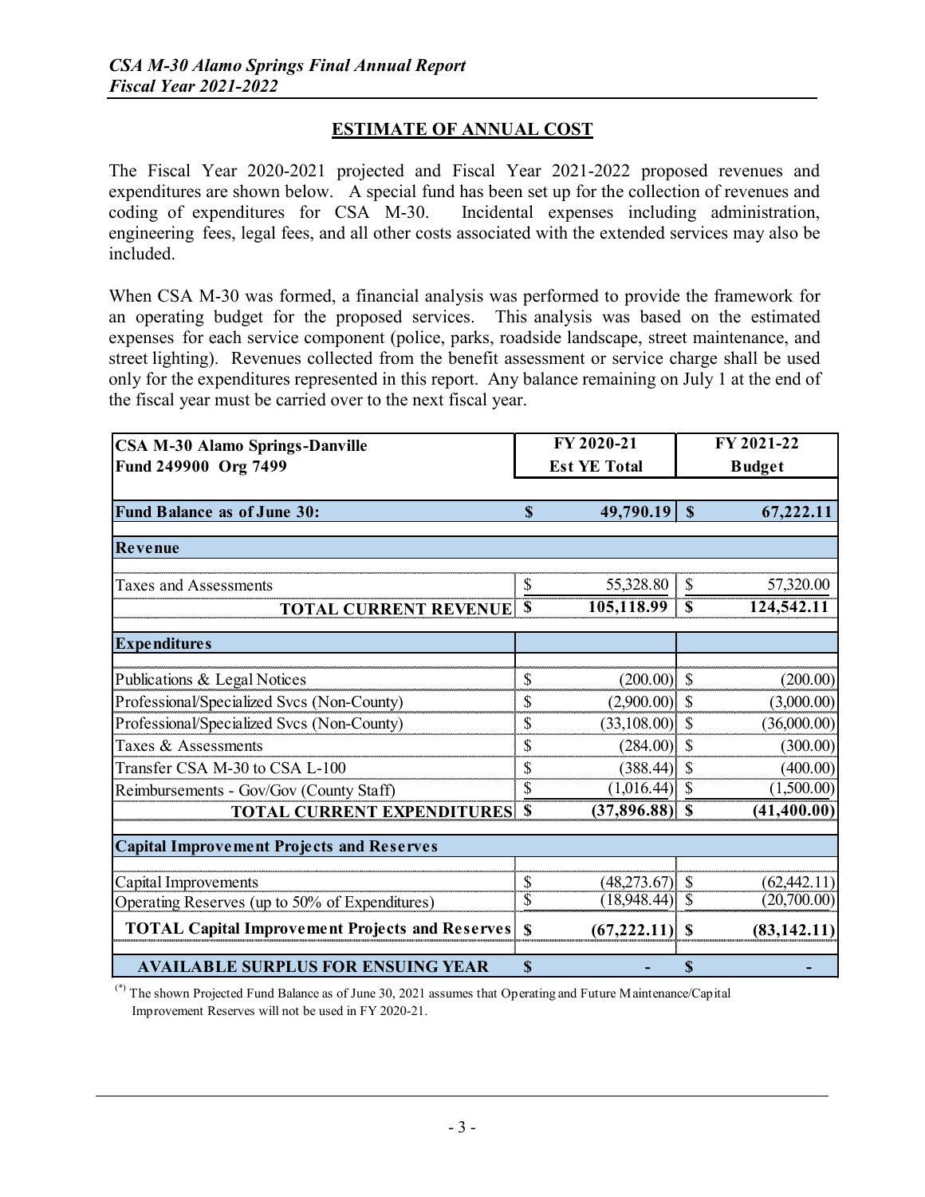## ESTIMATE OF ANNUAL COST

The Fiscal Year 2020-2021 projected and Fiscal Year 2021-2022 proposed revenues and expenditures are shown below. A special fund has been set up for the collection of revenues and coding of expenditures for CSA M-30. Incidental expenses including administration, engineering fees, legal fees, and all other costs associated with the extended services may also be included.

When CSA M-30 was formed, a financial analysis was performed to provide the framework for an operating budget for the proposed services. This analysis was based on the estimated expenses for each service component (police, parks, roadside landscape, street maintenance, and street lighting). Revenues collected from the benefit assessment or service charge shall be used only for the expenditures represented in this report. Any balance remaining on July 1 at the end of the fiscal year must be carried over to the next fiscal year.

| **CSA M-30 Alamo Springs-Danville**<br>**Fund 249900 Org 7499** | **FY 2020-21**<br>**Est YE Total** | **FY 2021-22**<br>**Budget** |
|---|---|---|
| **Fund Balance as of June 30:** | **$ 49,790.19** | **$ 67,222.11** |
| **Revenue** | | |
| Taxes and Assessments | $ 55,328.80 | $ 57,320.00 |
| **TOTAL CURRENT REVENUE** | **$ 105,118.99** | **$ 124,542.11** |
| **Expenditures** | | |
| Publications & Legal Notices | $ (200.00) | $ (200.00) |
| Professional/Specialized Svcs (Non-County) | $ (2,900.00) | $ (3,000.00) |
| Professional/Specialized Svcs (Non-County) | $ (33,108.00) | $ (36,000.00) |
| Taxes & Assessments | $ (284.00) | $ (300.00) |
| Transfer CSA M-30 to CSA L-100 | $ (388.44) | $ (400.00) |
| Reimbursements - Gov/Gov (County Staff) | $ (1,016.44) | $ (1,500.00) |
| **TOTAL CURRENT EXPENDITURES** | **$ (37,896.88)** | **$ (41,400.00)** |
| **Capital Improvement Projects and Reserves** | | |
| Capital Improvements | $ (48,273.67) | $ (62,442.11) |
| Operating Reserves (up to 50% of Expenditures) | $ (18,948.44) | $ (20,700.00) |
| **TOTAL Capital Improvement Projects and Reserves** | **$ (67,222.11)** | **$ (83,142.11)** |
| **AVAILABLE SURPLUS FOR ENSUING YEAR** | **$ -** | **$ -** |

(*) The shown Projected Fund Balance as of June 30, 2021 assumes that Operating and Future Maintenance/Capital Improvement Reserves will not be used in FY 2020-21.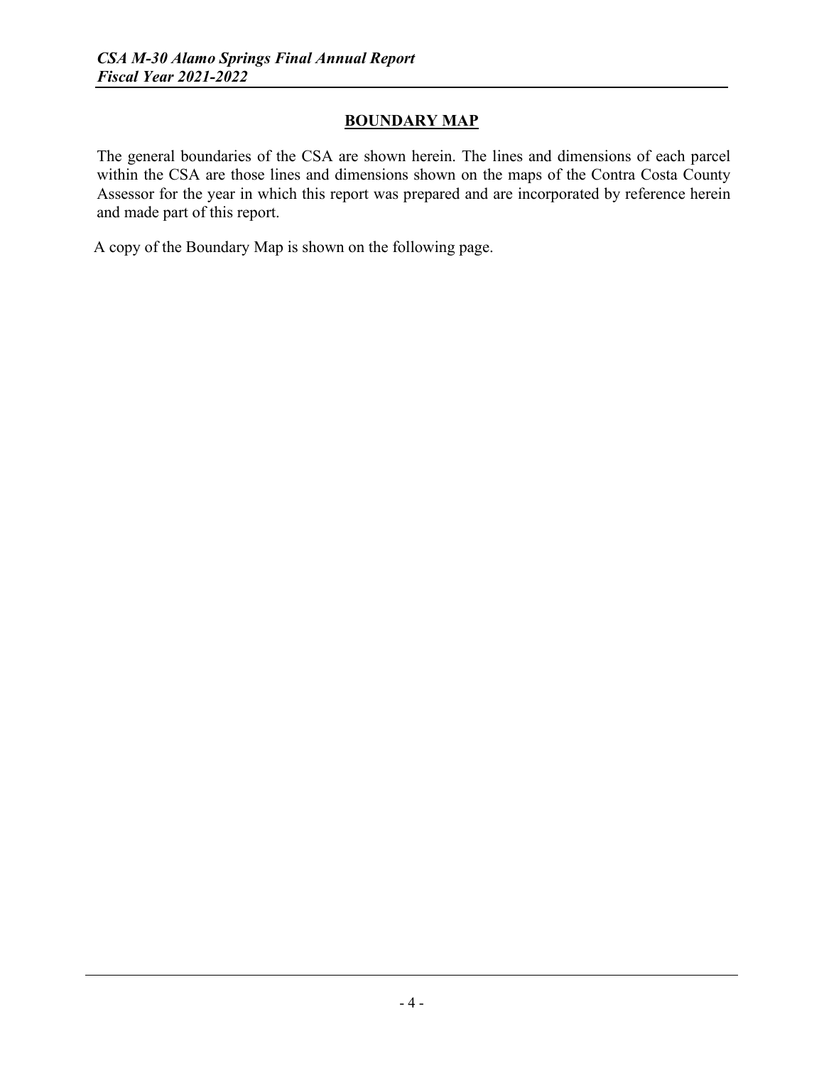## BOUNDARY MAP

The general boundaries of the CSA are shown herein. The lines and dimensions of each parcel within the CSA are those lines and dimensions shown on the maps of the Contra Costa County Assessor for the year in which this report was prepared and are incorporated by reference herein and made part of this report.

A copy of the Boundary Map is shown on the following page.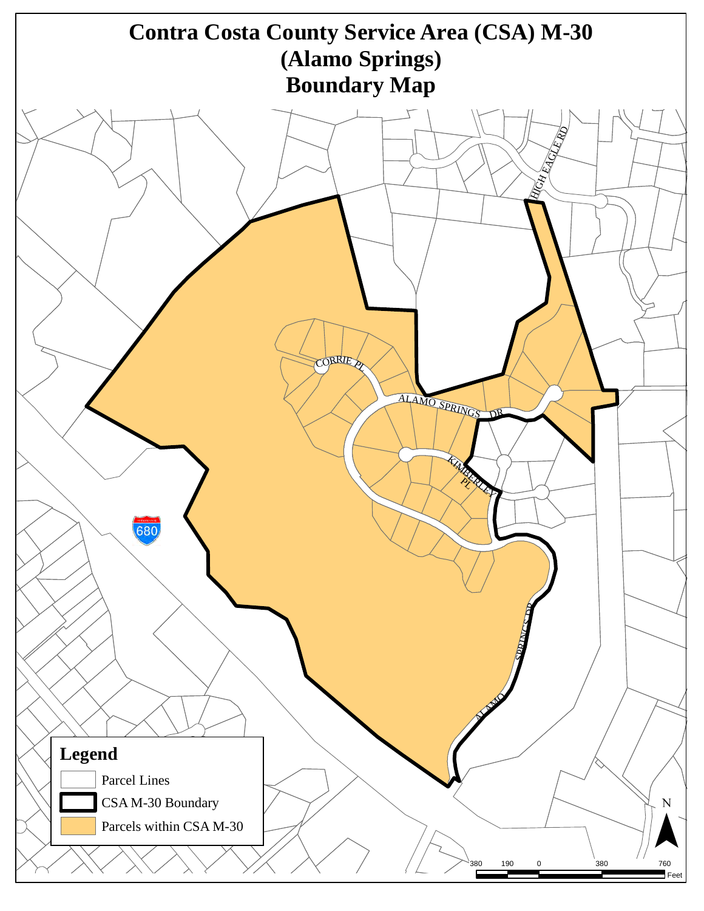# Contra Costa County Service Area (CSA) M-30 (Alamo Springs) Boundary Map

HIGH EAGLE RD

CORRIE PL

ALAMO SPRINGS DR

KIMBERLEY PL

680

ALAMO SPRINGS DR

**Legend**

- Parcel Lines
- CSA M-30 Boundary
- Parcels within CSA M-30

N

380 190 0 380 760 Feet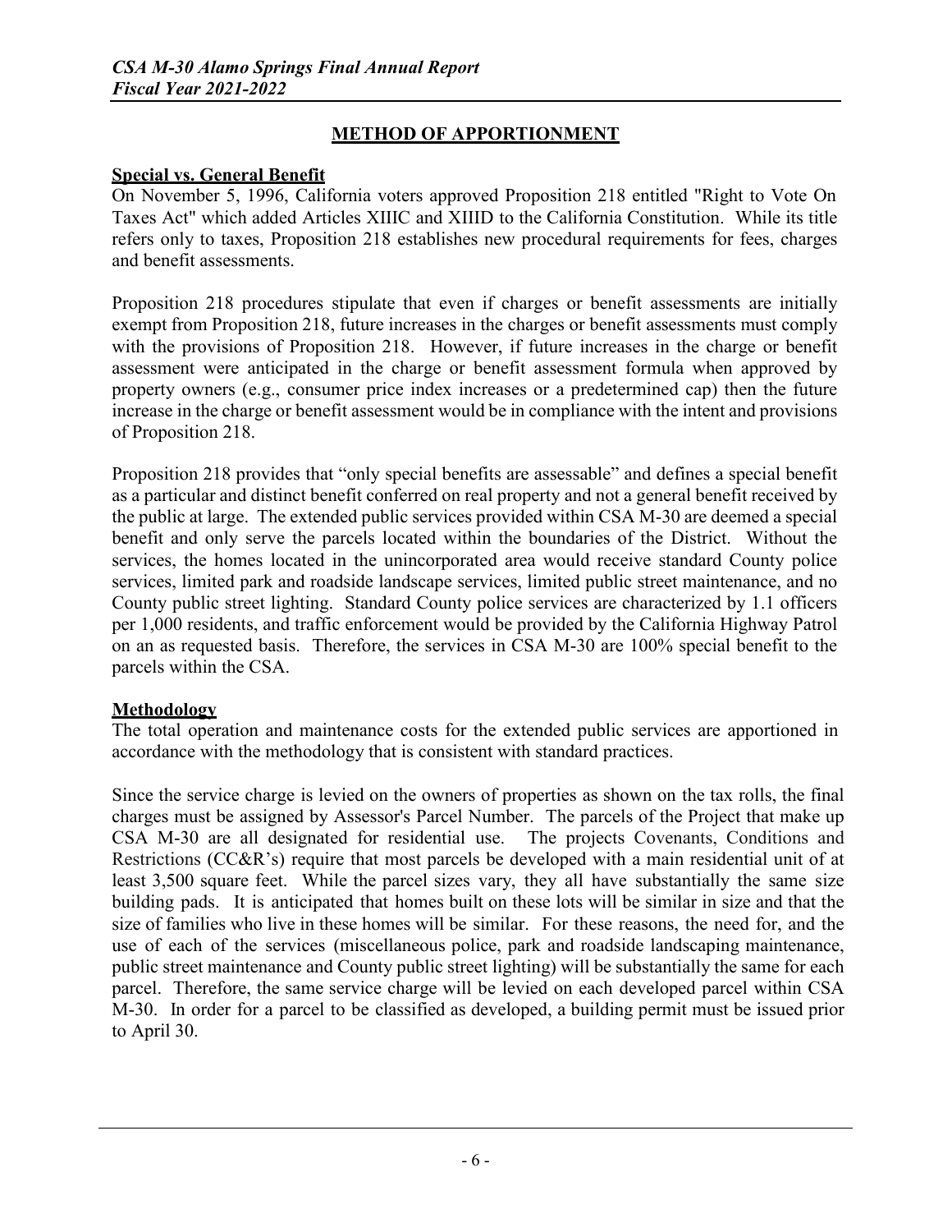## METHOD OF APPORTIONMENT

### Special vs. General Benefit

On November 5, 1996, California voters approved Proposition 218 entitled "Right to Vote On Taxes Act" which added Articles XIIIC and XIIID to the California Constitution. While its title refers only to taxes, Proposition 218 establishes new procedural requirements for fees, charges and benefit assessments.

Proposition 218 procedures stipulate that even if charges or benefit assessments are initially exempt from Proposition 218, future increases in the charges or benefit assessments must comply with the provisions of Proposition 218. However, if future increases in the charge or benefit assessment were anticipated in the charge or benefit assessment formula when approved by property owners (e.g., consumer price index increases or a predetermined cap) then the future increase in the charge or benefit assessment would be in compliance with the intent and provisions of Proposition 218.

Proposition 218 provides that "only special benefits are assessable" and defines a special benefit as a particular and distinct benefit conferred on real property and not a general benefit received by the public at large. The extended public services provided within CSA M-30 are deemed a special benefit and only serve the parcels located within the boundaries of the District. Without the services, the homes located in the unincorporated area would receive standard County police services, limited park and roadside landscape services, limited public street maintenance, and no County public street lighting. Standard County police services are characterized by 1.1 officers per 1,000 residents, and traffic enforcement would be provided by the California Highway Patrol on an as requested basis. Therefore, the services in CSA M-30 are 100% special benefit to the parcels within the CSA.

### Methodology

The total operation and maintenance costs for the extended public services are apportioned in accordance with the methodology that is consistent with standard practices.

Since the service charge is levied on the owners of properties as shown on the tax rolls, the final charges must be assigned by Assessor's Parcel Number. The parcels of the Project that make up CSA M-30 are all designated for residential use. The projects Covenants, Conditions and Restrictions (CC&R's) require that most parcels be developed with a main residential unit of at least 3,500 square feet. While the parcel sizes vary, they all have substantially the same size building pads. It is anticipated that homes built on these lots will be similar in size and that the size of families who live in these homes will be similar. For these reasons, the need for, and the use of each of the services (miscellaneous police, park and roadside landscaping maintenance, public street maintenance and County public street lighting) will be substantially the same for each parcel. Therefore, the same service charge will be levied on each developed parcel within CSA M-30. In order for a parcel to be classified as developed, a building permit must be issued prior to April 30.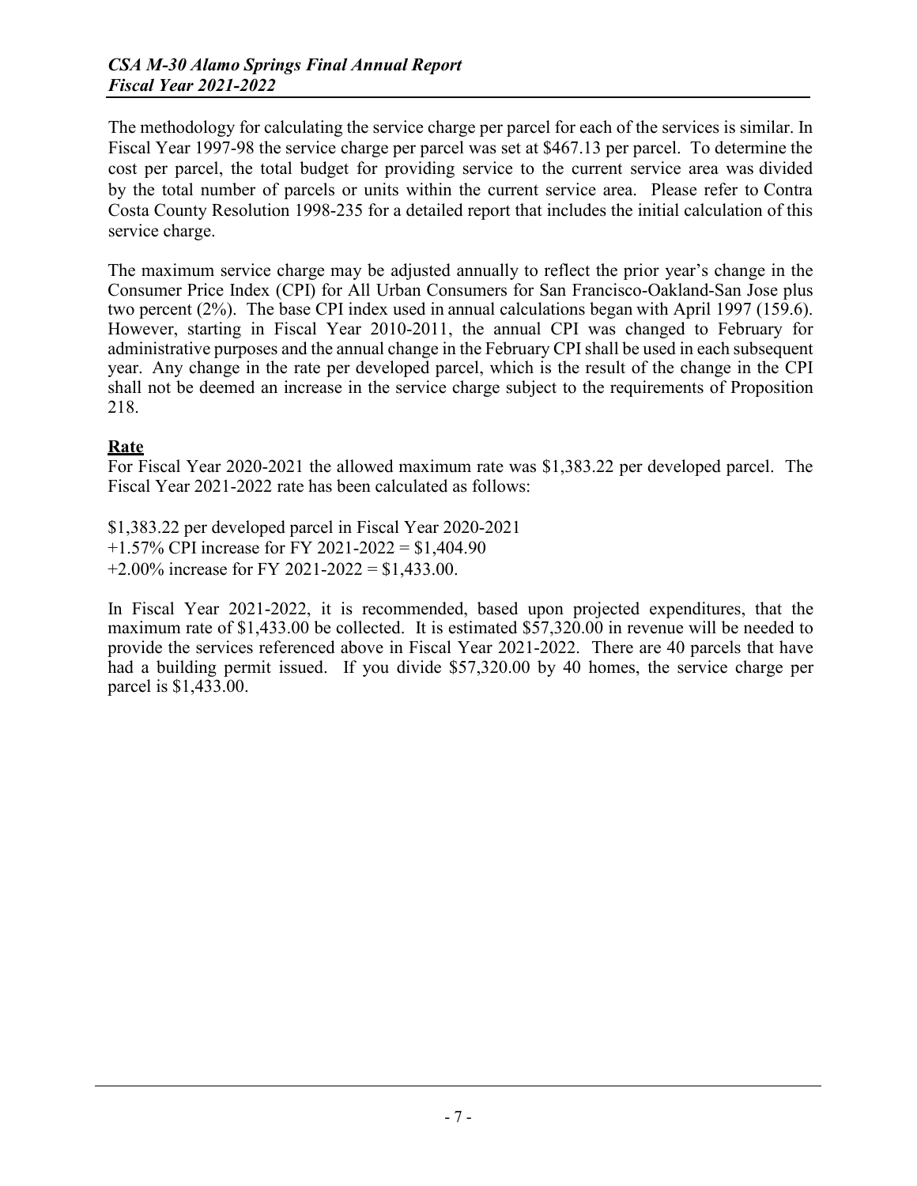The methodology for calculating the service charge per parcel for each of the services is similar. In Fiscal Year 1997-98 the service charge per parcel was set at $467.13 per parcel. To determine the cost per parcel, the total budget for providing service to the current service area was divided by the total number of parcels or units within the current service area. Please refer to Contra Costa County Resolution 1998-235 for a detailed report that includes the initial calculation of this service charge.

The maximum service charge may be adjusted annually to reflect the prior year's change in the Consumer Price Index (CPI) for All Urban Consumers for San Francisco-Oakland-San Jose plus two percent (2%). The base CPI index used in annual calculations began with April 1997 (159.6). However, starting in Fiscal Year 2010-2011, the annual CPI was changed to February for administrative purposes and the annual change in the February CPI shall be used in each subsequent year. Any change in the rate per developed parcel, which is the result of the change in the CPI shall not be deemed an increase in the service charge subject to the requirements of Proposition 218.

## Rate

For Fiscal Year 2020-2021 the allowed maximum rate was $1,383.22 per developed parcel. The Fiscal Year 2021-2022 rate has been calculated as follows:

$1,383.22 per developed parcel in Fiscal Year 2020-2021
+1.57% CPI increase for FY 2021-2022 = $1,404.90
+2.00% increase for FY 2021-2022 = $1,433.00.

In Fiscal Year 2021-2022, it is recommended, based upon projected expenditures, that the maximum rate of $1,433.00 be collected. It is estimated $57,320.00 in revenue will be needed to provide the services referenced above in Fiscal Year 2021-2022. There are 40 parcels that have had a building permit issued. If you divide $57,320.00 by 40 homes, the service charge per parcel is $1,433.00.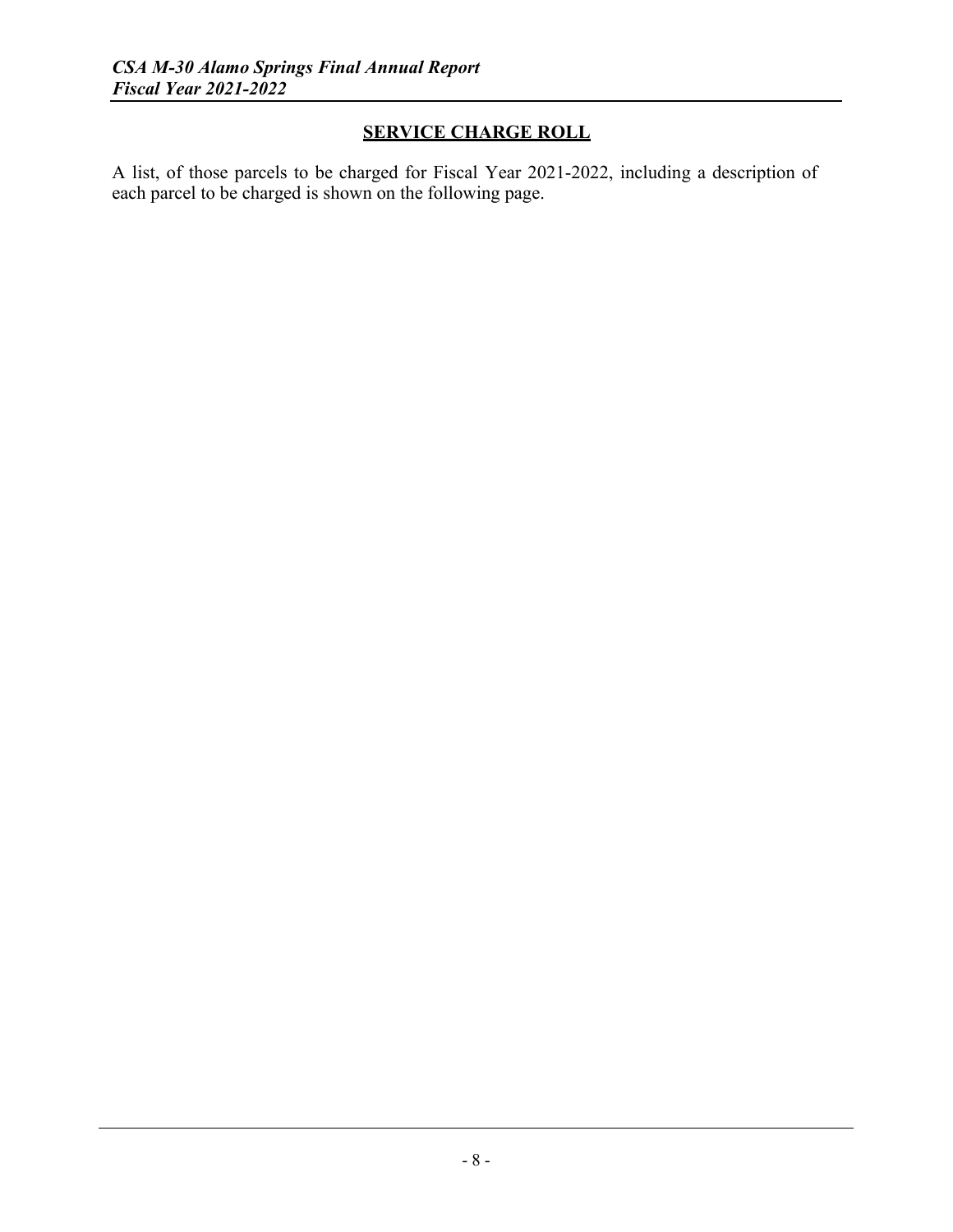## SERVICE CHARGE ROLL

A list, of those parcels to be charged for Fiscal Year 2021-2022, including a description of each parcel to be charged is shown on the following page.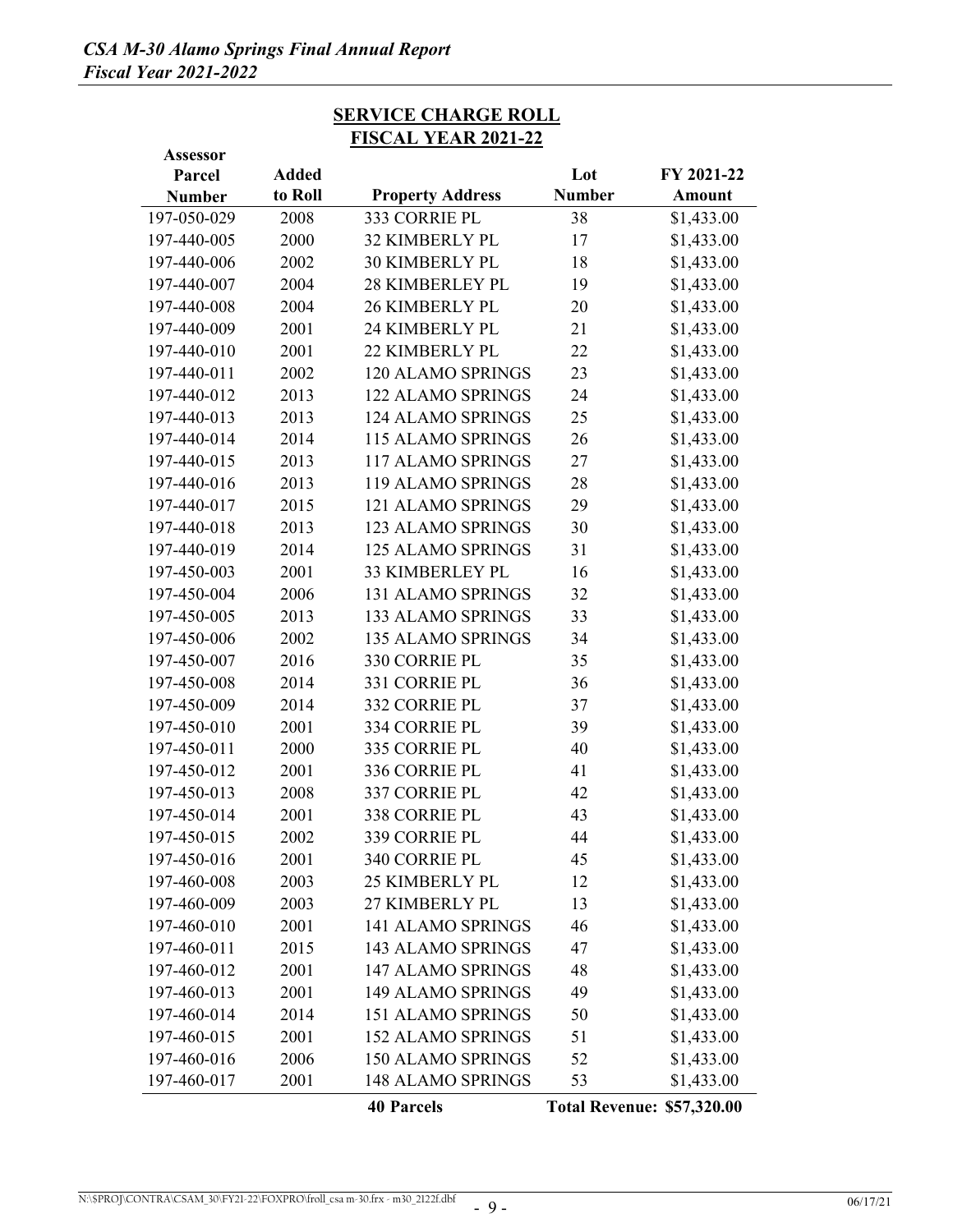## SERVICE CHARGE ROLL

## FISCAL YEAR 2021-22

| Assessor Parcel Number | Added to Roll | Property Address | Lot Number | FY 2021-22 Amount |
|---|---|---|---|---|
| 197-050-029 | 2008 | 333 CORRIE PL | 38 | $1,433.00 |
| 197-440-005 | 2000 | 32 KIMBERLY PL | 17 | $1,433.00 |
| 197-440-006 | 2002 | 30 KIMBERLY PL | 18 | $1,433.00 |
| 197-440-007 | 2004 | 28 KIMBERLEY PL | 19 | $1,433.00 |
| 197-440-008 | 2004 | 26 KIMBERLY PL | 20 | $1,433.00 |
| 197-440-009 | 2001 | 24 KIMBERLY PL | 21 | $1,433.00 |
| 197-440-010 | 2001 | 22 KIMBERLY PL | 22 | $1,433.00 |
| 197-440-011 | 2002 | 120 ALAMO SPRINGS | 23 | $1,433.00 |
| 197-440-012 | 2013 | 122 ALAMO SPRINGS | 24 | $1,433.00 |
| 197-440-013 | 2013 | 124 ALAMO SPRINGS | 25 | $1,433.00 |
| 197-440-014 | 2014 | 115 ALAMO SPRINGS | 26 | $1,433.00 |
| 197-440-015 | 2013 | 117 ALAMO SPRINGS | 27 | $1,433.00 |
| 197-440-016 | 2013 | 119 ALAMO SPRINGS | 28 | $1,433.00 |
| 197-440-017 | 2015 | 121 ALAMO SPRINGS | 29 | $1,433.00 |
| 197-440-018 | 2013 | 123 ALAMO SPRINGS | 30 | $1,433.00 |
| 197-440-019 | 2014 | 125 ALAMO SPRINGS | 31 | $1,433.00 |
| 197-450-003 | 2001 | 33 KIMBERLEY PL | 16 | $1,433.00 |
| 197-450-004 | 2006 | 131 ALAMO SPRINGS | 32 | $1,433.00 |
| 197-450-005 | 2013 | 133 ALAMO SPRINGS | 33 | $1,433.00 |
| 197-450-006 | 2002 | 135 ALAMO SPRINGS | 34 | $1,433.00 |
| 197-450-007 | 2016 | 330 CORRIE PL | 35 | $1,433.00 |
| 197-450-008 | 2014 | 331 CORRIE PL | 36 | $1,433.00 |
| 197-450-009 | 2014 | 332 CORRIE PL | 37 | $1,433.00 |
| 197-450-010 | 2001 | 334 CORRIE PL | 39 | $1,433.00 |
| 197-450-011 | 2000 | 335 CORRIE PL | 40 | $1,433.00 |
| 197-450-012 | 2001 | 336 CORRIE PL | 41 | $1,433.00 |
| 197-450-013 | 2008 | 337 CORRIE PL | 42 | $1,433.00 |
| 197-450-014 | 2001 | 338 CORRIE PL | 43 | $1,433.00 |
| 197-450-015 | 2002 | 339 CORRIE PL | 44 | $1,433.00 |
| 197-450-016 | 2001 | 340 CORRIE PL | 45 | $1,433.00 |
| 197-460-008 | 2003 | 25 KIMBERLY PL | 12 | $1,433.00 |
| 197-460-009 | 2003 | 27 KIMBERLY PL | 13 | $1,433.00 |
| 197-460-010 | 2001 | 141 ALAMO SPRINGS | 46 | $1,433.00 |
| 197-460-011 | 2015 | 143 ALAMO SPRINGS | 47 | $1,433.00 |
| 197-460-012 | 2001 | 147 ALAMO SPRINGS | 48 | $1,433.00 |
| 197-460-013 | 2001 | 149 ALAMO SPRINGS | 49 | $1,433.00 |
| 197-460-014 | 2014 | 151 ALAMO SPRINGS | 50 | $1,433.00 |
| 197-460-015 | 2001 | 152 ALAMO SPRINGS | 51 | $1,433.00 |
| 197-460-016 | 2006 | 150 ALAMO SPRINGS | 52 | $1,433.00 |
| 197-460-017 | 2001 | 148 ALAMO SPRINGS | 53 | $1,433.00 |
| | | **40 Parcels** | **Total Revenue:** | **$57,320.00** |

N:\$PROJ\CONTRA\CSAM_30\FY21-22\FOXPRO\froll_csa m-30.frx - m30_2122f.dbf 06/17/21